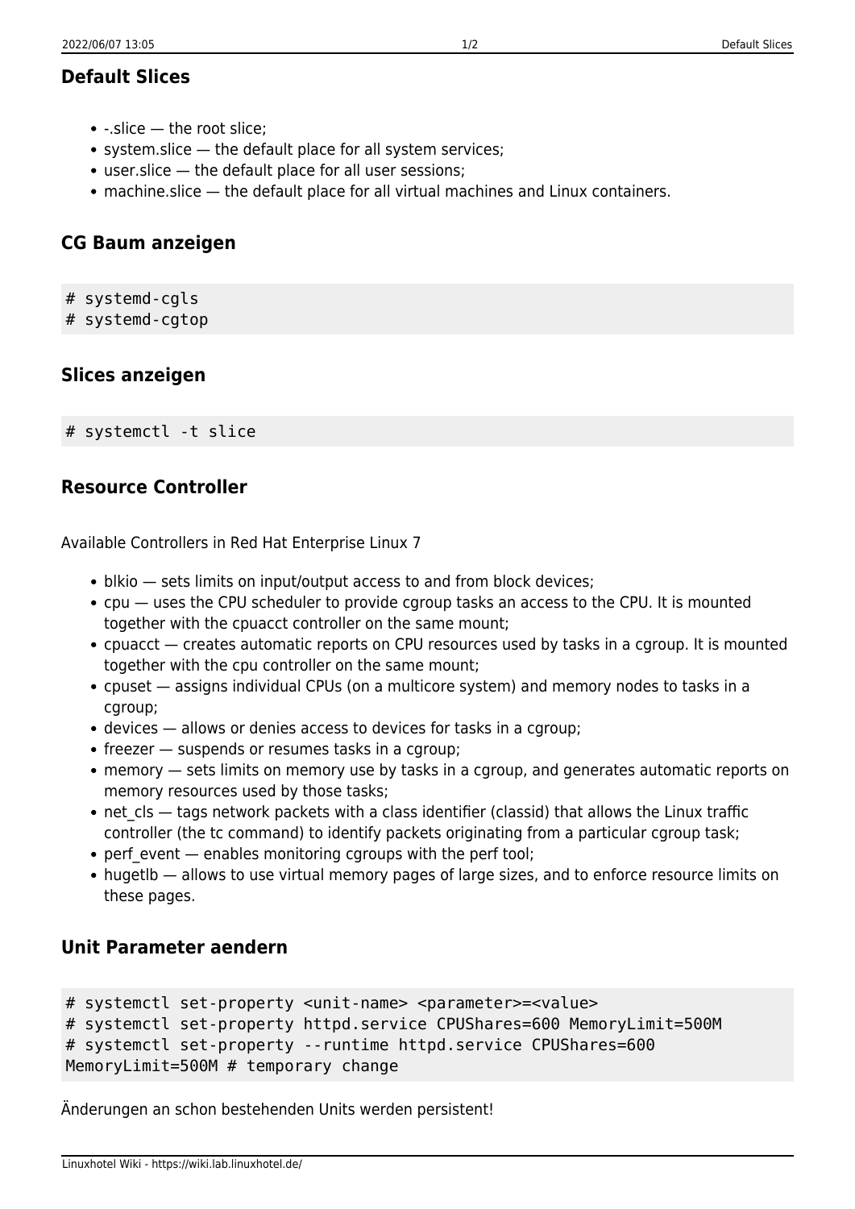## Default Slices

- -.slice — the root slice;
- system.slice — the default place for all system services;
- user.slice — the default place for all user sessions;
- machine.slice — the default place for all virtual machines and Linux containers.

## CG Baum anzeigen

```
# systemd-cgls
# systemd-cgtop
```

## Slices anzeigen

```
# systemctl -t slice
```

## Resource Controller

Available Controllers in Red Hat Enterprise Linux 7

- blkio — sets limits on input/output access to and from block devices;
- cpu — uses the CPU scheduler to provide cgroup tasks an access to the CPU. It is mounted together with the cpuacct controller on the same mount;
- cpuacct — creates automatic reports on CPU resources used by tasks in a cgroup. It is mounted together with the cpu controller on the same mount;
- cpuset — assigns individual CPUs (on a multicore system) and memory nodes to tasks in a cgroup;
- devices — allows or denies access to devices for tasks in a cgroup;
- freezer — suspends or resumes tasks in a cgroup;
- memory — sets limits on memory use by tasks in a cgroup, and generates automatic reports on memory resources used by those tasks;
- net_cls — tags network packets with a class identifier (classid) that allows the Linux traffic controller (the tc command) to identify packets originating from a particular cgroup task;
- perf_event — enables monitoring cgroups with the perf tool;
- hugetlb — allows to use virtual memory pages of large sizes, and to enforce resource limits on these pages.

## Unit Parameter aendern

```
# systemctl set-property <unit-name> <parameter>=<value>
# systemctl set-property httpd.service CPUShares=600 MemoryLimit=500M
# systemctl set-property --runtime httpd.service CPUShares=600
MemoryLimit=500M # temporary change
```

Änderungen an schon bestehenden Units werden persistent!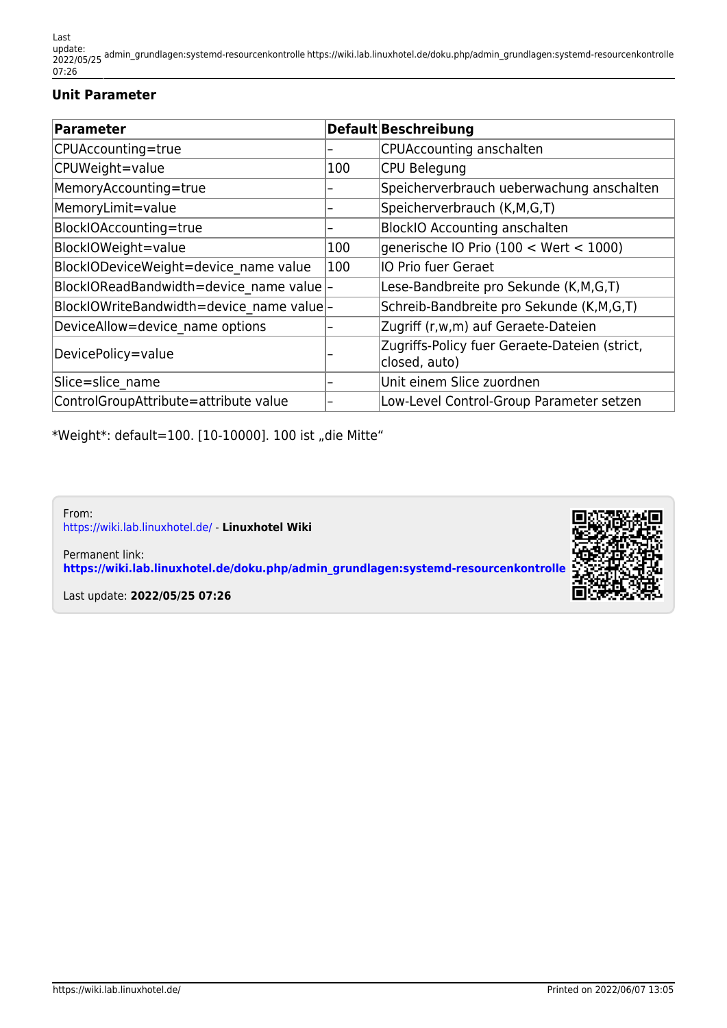### Unit Parameter

| Parameter | Default | Beschreibung |
|---|---|---|
| CPUAccounting=true | – | CPUAccounting anschalten |
| CPUWeight=value | 100 | CPU Belegung |
| MemoryAccounting=true | – | Speicherverbrauch ueberwachung anschalten |
| MemoryLimit=value | – | Speicherverbrauch (K,M,G,T) |
| BlockIOAccounting=true | – | BlockIO Accounting anschalten |
| BlockIOWeight=value | 100 | generische IO Prio (100 < Wert < 1000) |
| BlockIODeviceWeight=device_name value | 100 | IO Prio fuer Geraet |
| BlockIOReadBandwidth=device_name value | - | Lese-Bandbreite pro Sekunde (K,M,G,T) |
| BlockIOWriteBandwidth=device_name value | - | Schreib-Bandbreite pro Sekunde (K,M,G,T) |
| DeviceAllow=device_name options | – | Zugriff (r,w,m) auf Geraete-Dateien |
| DevicePolicy=value | – | Zugriffs-Policy fuer Geraete-Dateien (strict, closed, auto) |
| Slice=slice_name | – | Unit einem Slice zuordnen |
| ControlGroupAttribute=attribute value | – | Low-Level Control-Group Parameter setzen |

*Weight*: default=100. [10-10000]. 100 ist „die Mitte"

From:
https://wiki.lab.linuxhotel.de/ - **Linuxhotel Wiki**

Permanent link:
**https://wiki.lab.linuxhotel.de/doku.php/admin_grundlagen:systemd-resourcenkontrolle**

Last update: **2022/05/25 07:26**